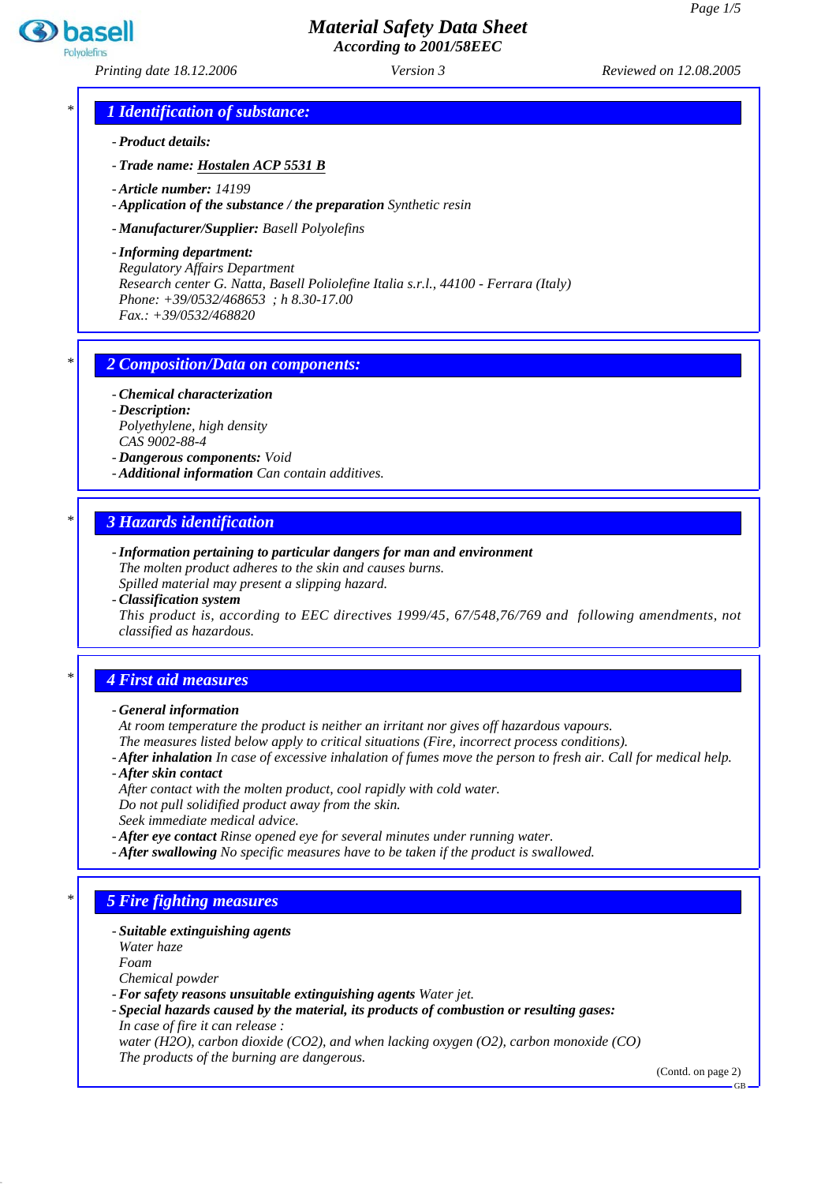# Material Safety Data Sheet
*According to 2001/58EEC*

*Printing date 18.12.2006* | *Version 3* | *Reviewed on 12.08.2005*

## 1 Identification of substance:

- **Product details:**
- **Trade name:** Hostalen ACP 5531 B
- **Article number:** 14199
- **Application of the substance / the preparation** Synthetic resin
- **Manufacturer/Supplier:** Basell Polyolefins
- **Informing department:**
  Regulatory Affairs Department
  Research center G. Natta, Basell Poliolefine Italia s.r.l., 44100 - Ferrara (Italy)
  Phone: +39/0532/468653 ; h 8.30-17.00
  Fax.: +39/0532/468820

## 2 Composition/Data on components:

- **Chemical characterization**
- **Description:**
  Polyethylene, high density
  CAS 9002-88-4
- **Dangerous components:** Void
- **Additional information** Can contain additives.

## 3 Hazards identification

- **Information pertaining to particular dangers for man and environment**
  The molten product adheres to the skin and causes burns.
  Spilled material may present a slipping hazard.
- **Classification system**
  This product is, according to EEC directives 1999/45, 67/548,76/769 and following amendments, not classified as hazardous.

## 4 First aid measures

- **General information**
  At room temperature the product is neither an irritant nor gives off hazardous vapours.
  The measures listed below apply to critical situations (Fire, incorrect process conditions).
- **After inhalation** In case of excessive inhalation of fumes move the person to fresh air. Call for medical help.
- **After skin contact**
  After contact with the molten product, cool rapidly with cold water.
  Do not pull solidified product away from the skin.
  Seek immediate medical advice.
- **After eye contact** Rinse opened eye for several minutes under running water.
- **After swallowing** No specific measures have to be taken if the product is swallowed.

## 5 Fire fighting measures

- **Suitable extinguishing agents**
  Water haze
  Foam
  Chemical powder
- **For safety reasons unsuitable extinguishing agents** Water jet.
- **Special hazards caused by the material, its products of combustion or resulting gases:**
  In case of fire it can release :
  water ($H_2O$), carbon dioxide ($CO_2$), and when lacking oxygen ($O_2$), carbon monoxide (CO)
  The products of the burning are dangerous.

(Contd. on page 2)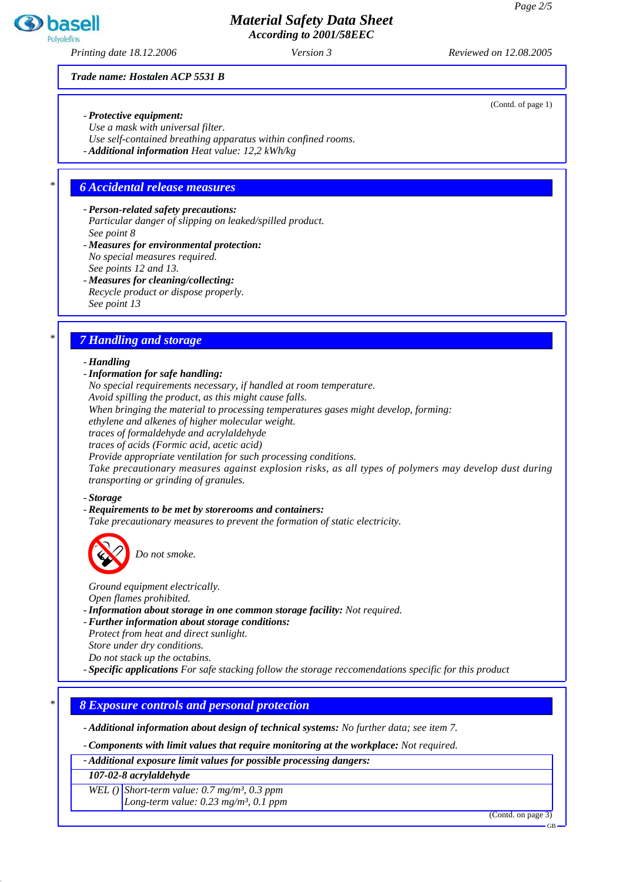**Trade name: Hostalen ACP 5531 B**

(Contd. of page 1)

- ***Protective equipment:***
  *Use a mask with universal filter.*
  *Use self-contained breathing apparatus within confined rooms.*
- ***Additional information*** *Heat value: 12,2 kWh/kg*

## 6 Accidental release measures

- ***Person-related safety precautions:***
  *Particular danger of slipping on leaked/spilled product.*
  *See point 8*
- ***Measures for environmental protection:***
  *No special measures required.*
  *See points 12 and 13.*
- ***Measures for cleaning/collecting:***
  *Recycle product or dispose properly.*
  *See point 13*

## 7 Handling and storage

- ***Handling***
- ***Information for safe handling:***
  *No special requirements necessary, if handled at room temperature.*
  *Avoid spilling the product, as this might cause falls.*
  *When bringing the material to processing temperatures gases might develop, forming:*
  *ethylene and alkenes of higher molecular weight.*
  *traces of formaldehyde and acrylaldehyde*
  *traces of acids (Formic acid, acetic acid)*
  *Provide appropriate ventilation for such processing conditions.*
  *Take precautionary measures against explosion risks, as all types of polymers may develop dust during transporting or grinding of granules.*
- ***Storage***
- ***Requirements to be met by storerooms and containers:***
  *Take precautionary measures to prevent the formation of static electricity.*

  *Do not smoke.*

  *Ground equipment electrically.*
  *Open flames prohibited.*
- ***Information about storage in one common storage facility:*** *Not required.*
- ***Further information about storage conditions:***
  *Protect from heat and direct sunlight.*
  *Store under dry conditions.*
  *Do not stack up the octabins.*
- ***Specific applications*** *For safe stacking follow the storage reccomendations specific for this product*

## 8 Exposure controls and personal protection

- ***Additional information about design of technical systems:*** *No further data; see item 7.*
- ***Components with limit values that require monitoring at the workplace:*** *Not required.*

| - ***Additional exposure limit values for possible processing dangers:*** | |
|---|---|
| ***107-02-8 acrylaldehyde*** | |
| *WEL ()* | *Short-term value: 0.7 mg/m³, 0.3 ppm*<br>*Long-term value: 0.23 mg/m³, 0.1 ppm* |

(Contd. on page 3)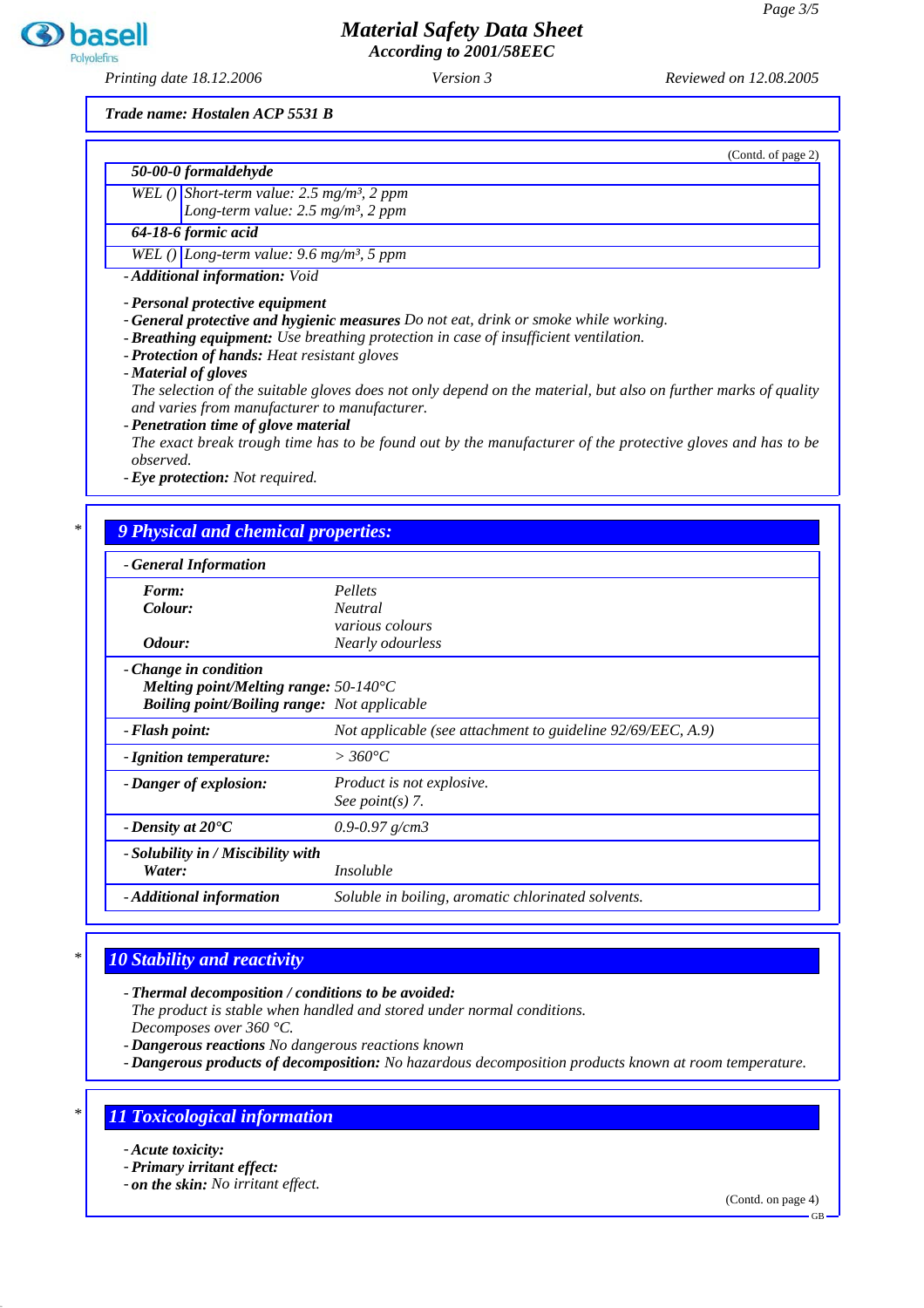Trade name: Hostalen ACP 5531 B

(Contd. of page 2)

| 50-00-0 formaldehyde | |
|---|---|
| WEL () | Short-term value: 2.5 mg/m³, 2 ppm<br>Long-term value: 2.5 mg/m³, 2 ppm |
| **64-18-6 formic acid** | |
| WEL () | Long-term value: 9.6 mg/m³, 5 ppm |

- **Additional information:** Void

- **Personal protective equipment**
- **General protective and hygienic measures** Do not eat, drink or smoke while working.
- **Breathing equipment:** Use breathing protection in case of insufficient ventilation.
- **Protection of hands:** Heat resistant gloves
- **Material of gloves**
  The selection of the suitable gloves does not only depend on the material, but also on further marks of quality and varies from manufacturer to manufacturer.
- **Penetration time of glove material**
  The exact break trough time has to be found out by the manufacturer of the protective gloves and has to be observed.
- **Eye protection:** Not required.

## 9 Physical and chemical properties:

| - General Information | |
|---|---|
| **Form:** | Pellets |
| **Colour:** | Neutral<br>various colours |
| **Odour:** | Nearly odourless |
| **- Change in condition** | |
| **Melting point/Melting range:** | 50-140°C |
| **Boiling point/Boiling range:** | Not applicable |
| **- Flash point:** | Not applicable (see attachment to guideline 92/69/EEC, A.9) |
| **- Ignition temperature:** | > 360°C |
| **- Danger of explosion:** | Product is not explosive.<br>See point(s) 7. |
| **- Density at 20°C** | 0.9-0.97 g/cm3 |
| **- Solubility in / Miscibility with Water:** | Insoluble |
| **- Additional information** | Soluble in boiling, aromatic chlorinated solvents. |

## 10 Stability and reactivity

- **Thermal decomposition / conditions to be avoided:**
  The product is stable when handled and stored under normal conditions.
  Decomposes over 360 °C.
- **Dangerous reactions** No dangerous reactions known
- **Dangerous products of decomposition:** No hazardous decomposition products known at room temperature.

## 11 Toxicological information

- **Acute toxicity:**
- **Primary irritant effect:**
- **on the skin:** No irritant effect.

(Contd. on page 4)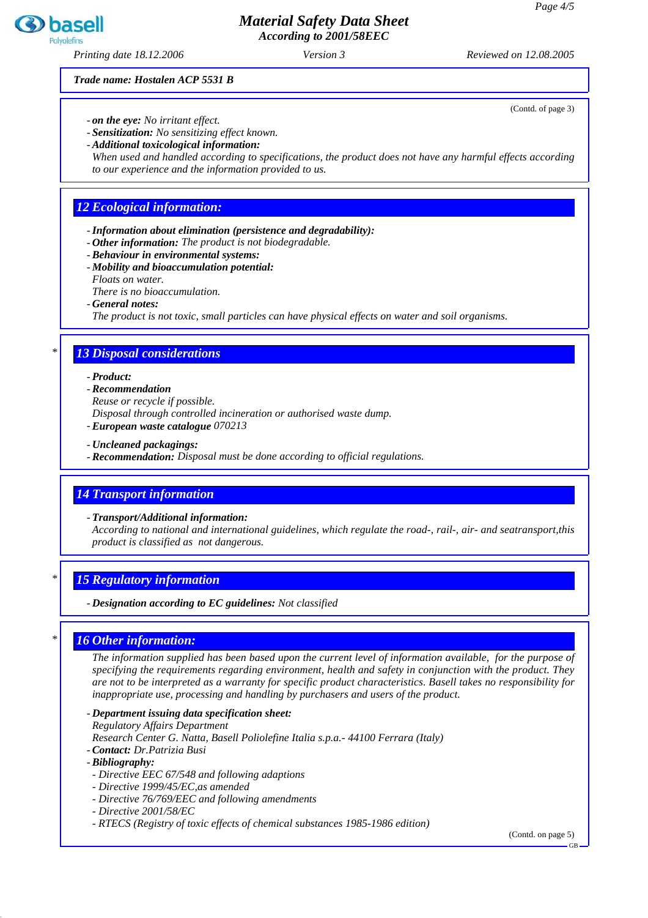**Trade name: Hostalen ACP 5531 B**

(Contd. of page 3)

- ***on the eye:*** *No irritant effect.*
- ***Sensitization:*** *No sensitizing effect known.*
- ***Additional toxicological information:***
  *When used and handled according to specifications, the product does not have any harmful effects according to our experience and the information provided to us.*

## 12 Ecological information:

- ***Information about elimination (persistence and degradability):***
- ***Other information:*** *The product is not biodegradable.*
- ***Behaviour in environmental systems:***
- ***Mobility and bioaccumulation potential:***
  *Floats on water.*
  *There is no bioaccumulation.*
- ***General notes:***
  *The product is not toxic, small particles can have physical effects on water and soil organisms.*

## * 13 Disposal considerations

- ***Product:***
- ***Recommendation***
  *Reuse or recycle if possible.*
  *Disposal through controlled incineration or authorised waste dump.*
- ***European waste catalogue*** *070213*
- ***Uncleaned packagings:***
- ***Recommendation:*** *Disposal must be done according to official regulations.*

## 14 Transport information

- ***Transport/Additional information:***
  *According to national and international guidelines, which regulate the road-, rail-, air- and seatransport,this product is classified as not dangerous.*

## * 15 Regulatory information

- ***Designation according to EC guidelines:*** *Not classified*

## * 16 Other information:

*The information supplied has been based upon the current level of information available, for the purpose of specifying the requirements regarding environment, health and safety in conjunction with the product. They are not to be interpreted as a warranty for specific product characteristics. Basell takes no responsibility for inappropriate use, processing and handling by purchasers and users of the product.*

- ***Department issuing data specification sheet:***
  *Regulatory Affairs Department*
  *Research Center G. Natta, Basell Poliolefine Italia s.p.a.- 44100 Ferrara (Italy)*
- ***Contact:*** *Dr.Patrizia Busi*
- ***Bibliography:***
  - *Directive EEC 67/548 and following adaptions*
  - *Directive 1999/45/EC,as amended*
  - *Directive 76/769/EEC and following amendments*
  - *Directive 2001/58/EC*
  - *RTECS (Registry of toxic effects of chemical substances 1985-1986 edition)*

(Contd. on page 5)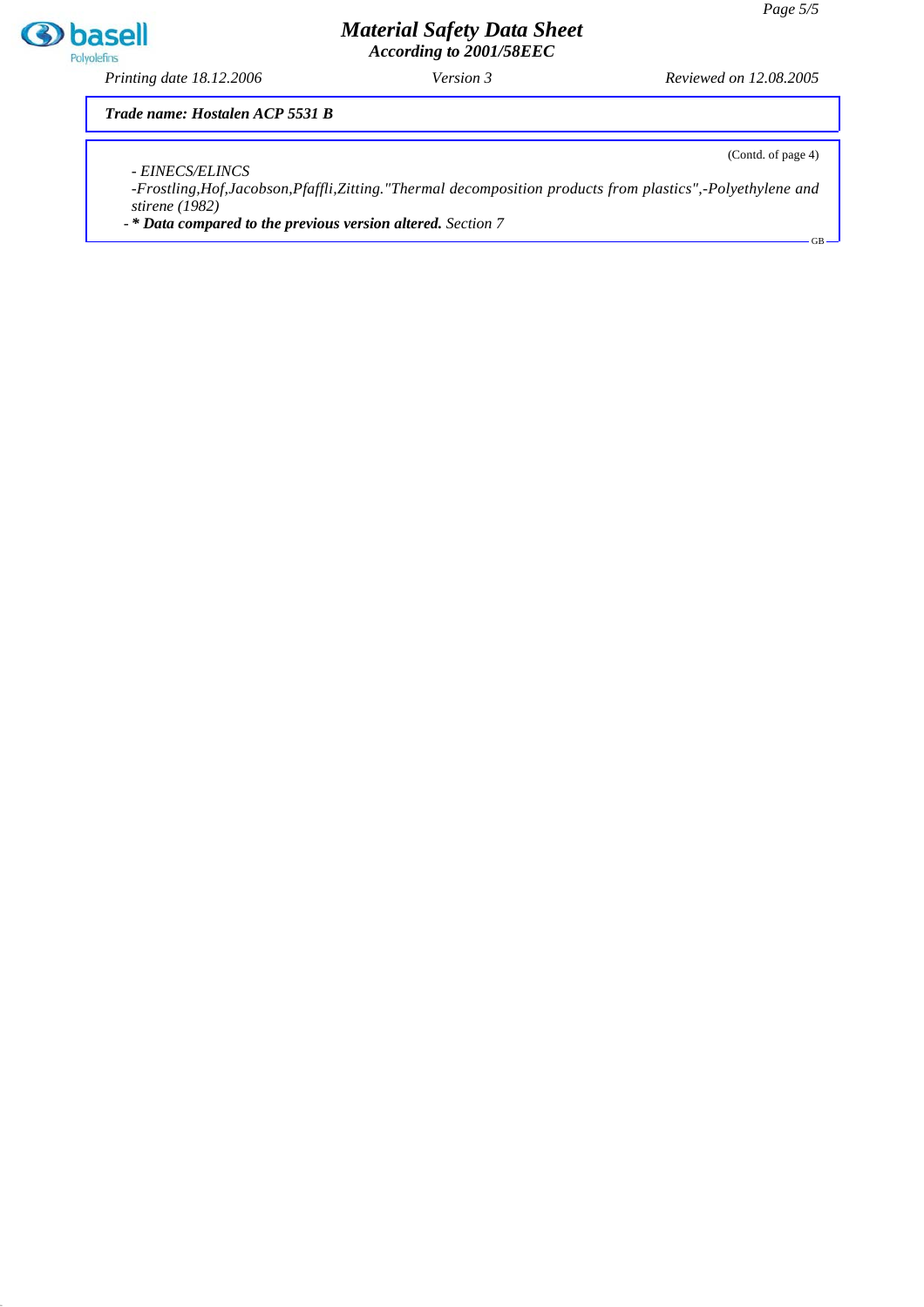*Trade name: Hostalen ACP 5531 B*

(Contd. of page 4)

*- EINECS/ELINCS*

*-Frostling,Hof,Jacobson,Pfaffli,Zitting."Thermal decomposition products from plastics",-Polyethylene and stirene (1982)*

*- **\* Data compared to the previous version altered.** Section 7*